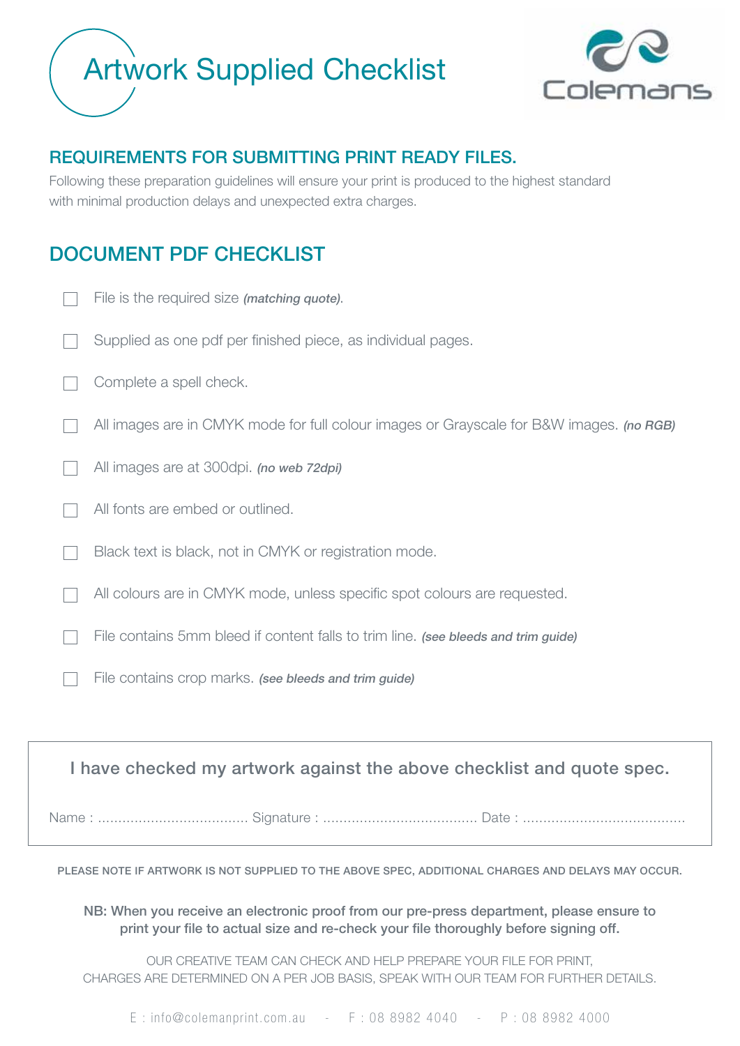# Artwork Supplied Checklist

Colemans

## REQUIREMENTS FOR SUBMITTING PRINT READY FILES.

Following these preparation guidelines will ensure your print is produced to the highest standard with minimal production delays and unexpected extra charges.

## DOCUMENT PDF CHECKLIST

- [ ] File is the required size ***(matching quote)***.
- [ ] Supplied as one pdf per finished piece, as individual pages.
- [ ] Complete a spell check.
- [ ] All images are in CMYK mode for full colour images or Grayscale for B&W images. ***(no RGB)***
- [ ] All images are at 300dpi. ***(no web 72dpi)***
- [ ] All fonts are embed or outlined.
- [ ] Black text is black, not in CMYK or registration mode.
- [ ] All colours are in CMYK mode, unless specific spot colours are requested.
- [ ] File contains 5mm bleed if content falls to trim line. ***(see bleeds and trim guide)***
- [ ] File contains crop marks. ***(see bleeds and trim guide)***

I have checked my artwork against the above checklist and quote spec.

Name : .................................... Signature : ..................................... Date : .......................................

PLEASE NOTE IF ARTWORK IS NOT SUPPLIED TO THE ABOVE SPEC, ADDITIONAL CHARGES AND DELAYS MAY OCCUR.

**NB: When you receive an electronic proof from our pre-press department, please ensure to print your file to actual size and re-check your file thoroughly before signing off.**

OUR CREATIVE TEAM CAN CHECK AND HELP PREPARE YOUR FILE FOR PRINT, CHARGES ARE DETERMINED ON A PER JOB BASIS, SPEAK WITH OUR TEAM FOR FURTHER DETAILS.

E : info@colemanprint.com.au - F : 08 8982 4040 - P : 08 8982 4000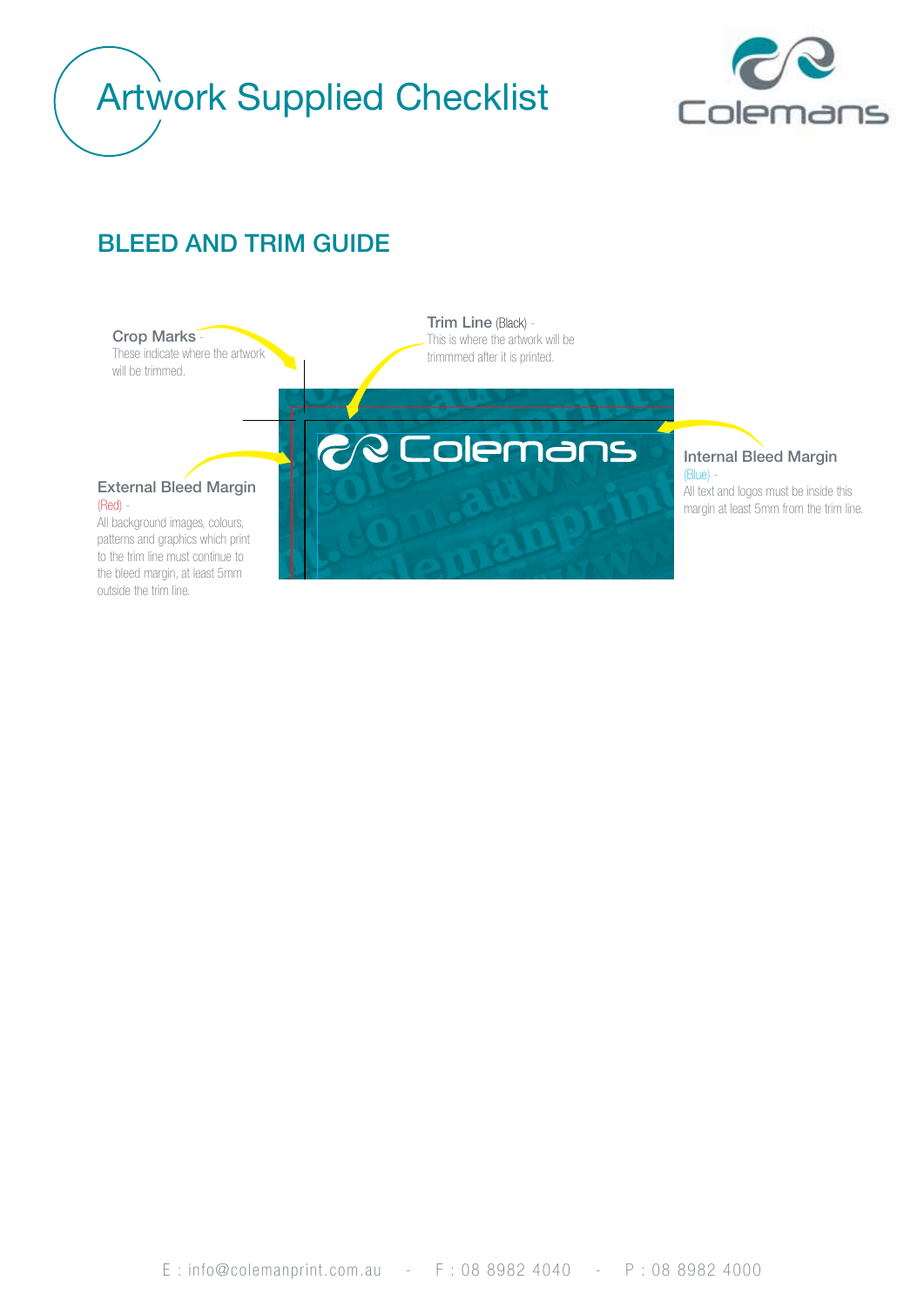# Artwork Supplied Checklist

## BLEED AND TRIM GUIDE

**Crop Marks** - These indicate where the artwork will be trimmed.

**Trim Line** (Black) - This is where the artwork will be trimmmed after it is printed.

**Internal Bleed Margin** (Blue) - All text and logos must be inside this margin at least 5mm from the trim line.

**External Bleed Margin** (Red) - All background images, colours, patterns and graphics which print to the trim line must continue to the bleed margin, at least 5mm outside the trim line.

E : info@colemanprint.com.au - F : 08 8982 4040 - P : 08 8982 4000